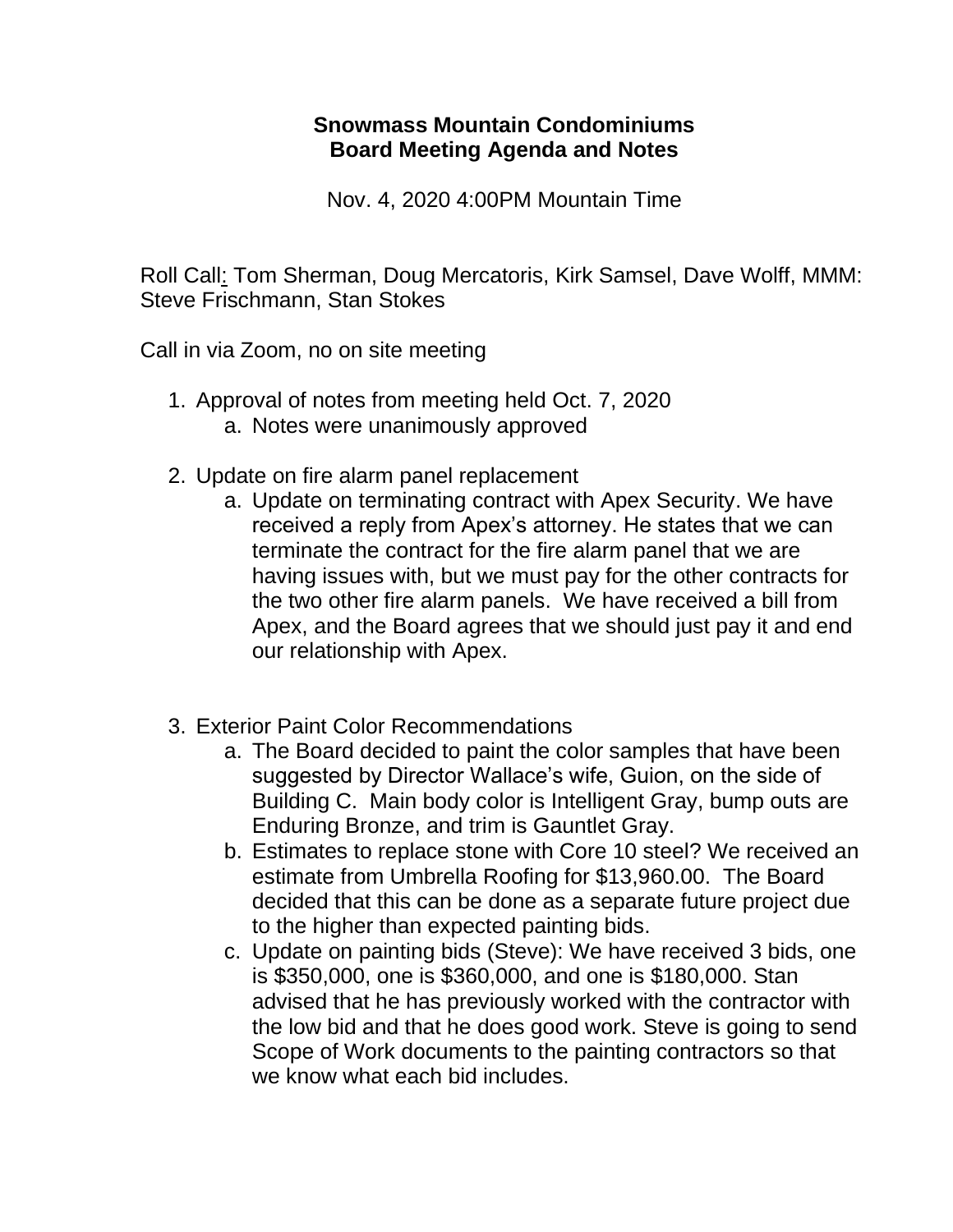**Snowmass Mountain Condominiums**
**Board Meeting Agenda and Notes**

Nov. 4, 2020 4:00PM Mountain Time

Roll Call: Tom Sherman, Doug Mercatoris, Kirk Samsel, Dave Wolff, MMM: Steve Frischmann, Stan Stokes

Call in via Zoom, no on site meeting

1. Approval of notes from meeting held Oct. 7, 2020
   a. Notes were unanimously approved

2. Update on fire alarm panel replacement
   a. Update on terminating contract with Apex Security. We have received a reply from Apex's attorney. He states that we can terminate the contract for the fire alarm panel that we are having issues with, but we must pay for the other contracts for the two other fire alarm panels. We have received a bill from Apex, and the Board agrees that we should just pay it and end our relationship with Apex.

3. Exterior Paint Color Recommendations
   a. The Board decided to paint the color samples that have been suggested by Director Wallace's wife, Guion, on the side of Building C. Main body color is Intelligent Gray, bump outs are Enduring Bronze, and trim is Gauntlet Gray.
   b. Estimates to replace stone with Core 10 steel? We received an estimate from Umbrella Roofing for $13,960.00. The Board decided that this can be done as a separate future project due to the higher than expected painting bids.
   c. Update on painting bids (Steve): We have received 3 bids, one is $350,000, one is $360,000, and one is $180,000. Stan advised that he has previously worked with the contractor with the low bid and that he does good work. Steve is going to send Scope of Work documents to the painting contractors so that we know what each bid includes.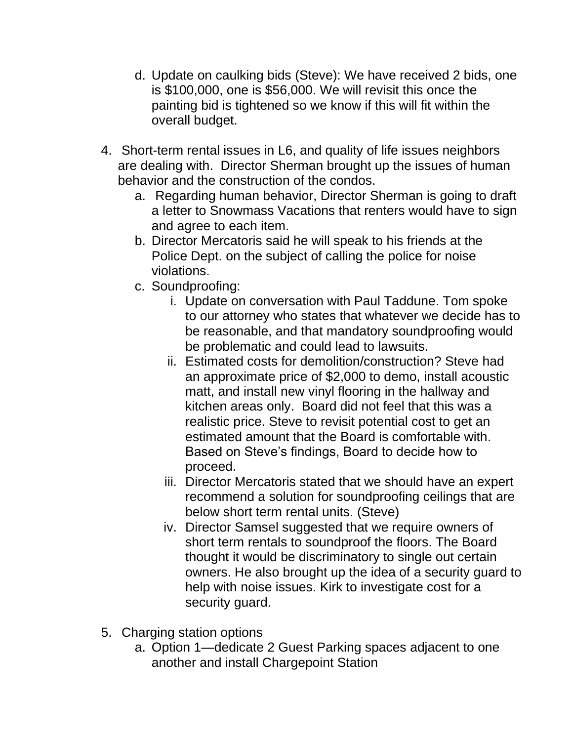d. Update on caulking bids (Steve): We have received 2 bids, one is $100,000, one is $56,000. We will revisit this once the painting bid is tightened so we know if this will fit within the overall budget.

4. Short-term rental issues in L6, and quality of life issues neighbors are dealing with. Director Sherman brought up the issues of human behavior and the construction of the condos.
   a. Regarding human behavior, Director Sherman is going to draft a letter to Snowmass Vacations that renters would have to sign and agree to each item.
   b. Director Mercatoris said he will speak to his friends at the Police Dept. on the subject of calling the police for noise violations.
   c. Soundproofing:
      i. Update on conversation with Paul Taddune. Tom spoke to our attorney who states that whatever we decide has to be reasonable, and that mandatory soundproofing would be problematic and could lead to lawsuits.
      ii. Estimated costs for demolition/construction? Steve had an approximate price of $2,000 to demo, install acoustic matt, and install new vinyl flooring in the hallway and kitchen areas only. Board did not feel that this was a realistic price. Steve to revisit potential cost to get an estimated amount that the Board is comfortable with. Based on Steve's findings, Board to decide how to proceed.
      iii. Director Mercatoris stated that we should have an expert recommend a solution for soundproofing ceilings that are below short term rental units. (Steve)
      iv. Director Samsel suggested that we require owners of short term rentals to soundproof the floors. The Board thought it would be discriminatory to single out certain owners. He also brought up the idea of a security guard to help with noise issues. Kirk to investigate cost for a security guard.

5. Charging station options
   a. Option 1—dedicate 2 Guest Parking spaces adjacent to one another and install Chargepoint Station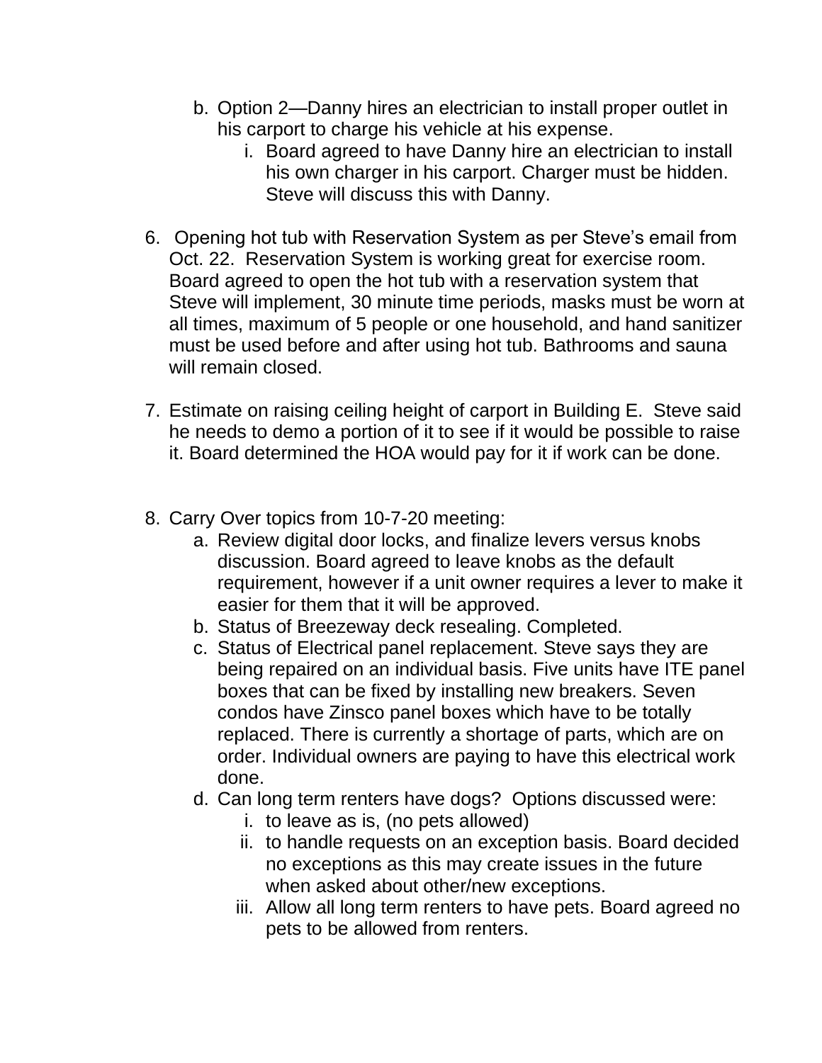b. Option 2—Danny hires an electrician to install proper outlet in his carport to charge his vehicle at his expense.
      i. Board agreed to have Danny hire an electrician to install his own charger in his carport. Charger must be hidden. Steve will discuss this with Danny.

6. Opening hot tub with Reservation System as per Steve's email from Oct. 22. Reservation System is working great for exercise room. Board agreed to open the hot tub with a reservation system that Steve will implement, 30 minute time periods, masks must be worn at all times, maximum of 5 people or one household, and hand sanitizer must be used before and after using hot tub. Bathrooms and sauna will remain closed.

7. Estimate on raising ceiling height of carport in Building E. Steve said he needs to demo a portion of it to see if it would be possible to raise it. Board determined the HOA would pay for it if work can be done.

8. Carry Over topics from 10-7-20 meeting:
   a. Review digital door locks, and finalize levers versus knobs discussion. Board agreed to leave knobs as the default requirement, however if a unit owner requires a lever to make it easier for them that it will be approved.
   b. Status of Breezeway deck resealing. Completed.
   c. Status of Electrical panel replacement. Steve says they are being repaired on an individual basis. Five units have ITE panel boxes that can be fixed by installing new breakers. Seven condos have Zinsco panel boxes which have to be totally replaced. There is currently a shortage of parts, which are on order. Individual owners are paying to have this electrical work done.
   d. Can long term renters have dogs? Options discussed were:
      i. to leave as is, (no pets allowed)
      ii. to handle requests on an exception basis. Board decided no exceptions as this may create issues in the future when asked about other/new exceptions.
      iii. Allow all long term renters to have pets. Board agreed no pets to be allowed from renters.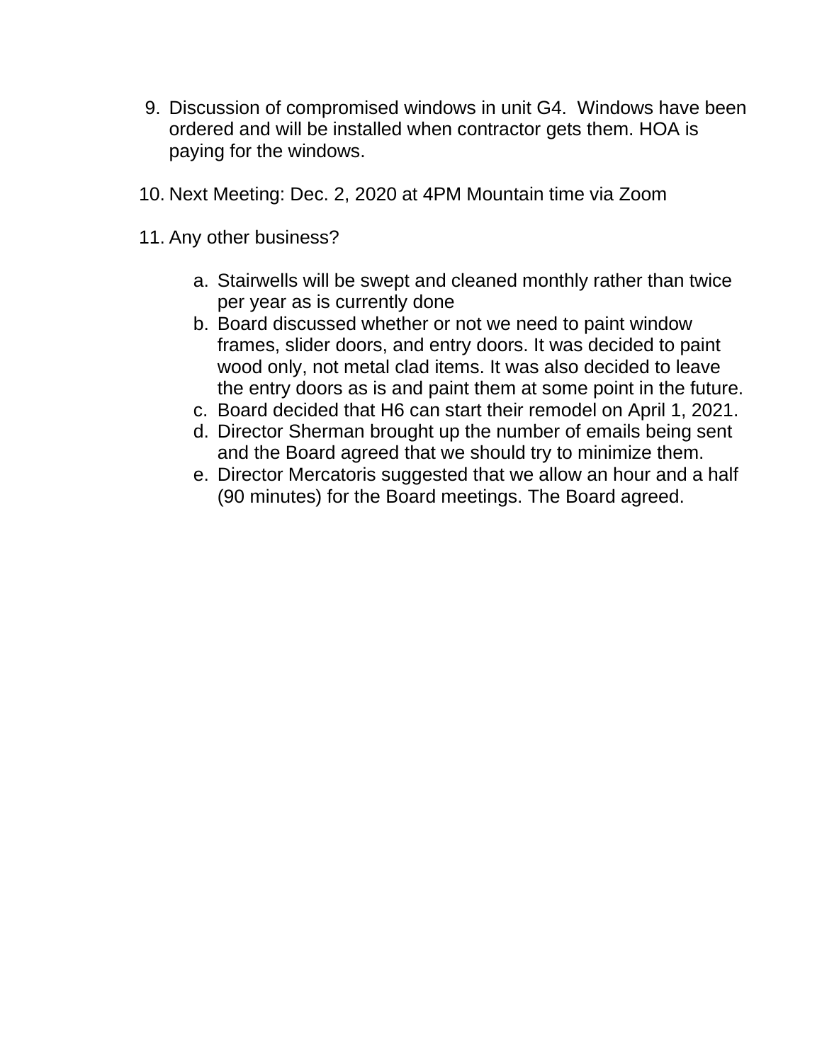9. Discussion of compromised windows in unit G4. Windows have been ordered and will be installed when contractor gets them. HOA is paying for the windows.

10. Next Meeting: Dec. 2, 2020 at 4PM Mountain time via Zoom

11. Any other business?

    a. Stairwells will be swept and cleaned monthly rather than twice per year as is currently done
    b. Board discussed whether or not we need to paint window frames, slider doors, and entry doors. It was decided to paint wood only, not metal clad items. It was also decided to leave the entry doors as is and paint them at some point in the future.
    c. Board decided that H6 can start their remodel on April 1, 2021.
    d. Director Sherman brought up the number of emails being sent and the Board agreed that we should try to minimize them.
    e. Director Mercatoris suggested that we allow an hour and a half (90 minutes) for the Board meetings. The Board agreed.